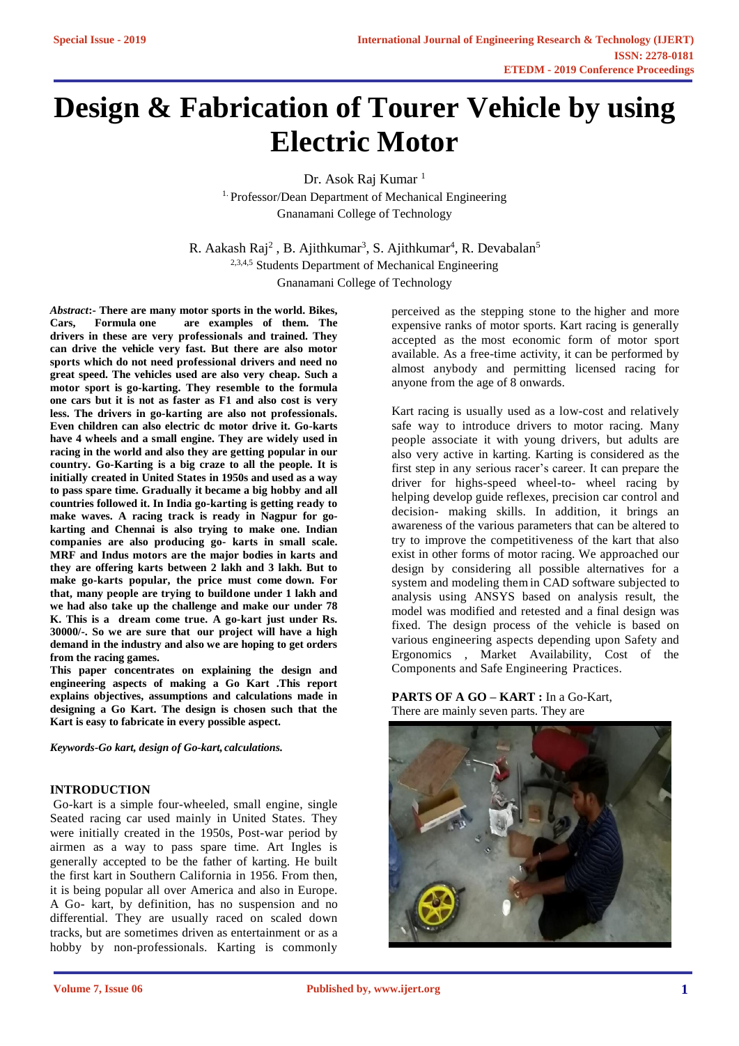# Design & Fabrication of Tourer Vehicle by using Electric Motor

Dr. Asok Raj Kumar [1]

[1] Professor/Dean Department of Mechanical Engineering
Gnanamani College of Technology

R. Aakash Raj[2] , B. Ajithkumar[3], S. Ajithkumar[4], R. Devabalan[5]

[2,3,4,5] Students Department of Mechanical Engineering
Gnanamani College of Technology

***Abstract*:- There are many motor sports in the world. Bikes, Cars, Formula one are examples of them. The drivers in these are very professionals and trained. They can drive the vehicle very fast. But there are also motor sports which do not need professional drivers and need no great speed. The vehicles used are also very cheap. Such a motor sport is go-karting. They resemble to the formula one cars but it is not as faster as F1 and also cost is very less. The drivers in go-karting are also not professionals. Even children can also electric dc motor drive it. Go-karts have 4 wheels and a small engine. They are widely used in racing in the world and also they are getting popular in our country. Go-Karting is a big craze to all the people. It is initially created in United States in 1950s and used as a way to pass spare time. Gradually it became a big hobby and all countries followed it. In India go-karting is getting ready to make waves. A racing track is ready in Nagpur for go-karting and Chennai is also trying to make one. Indian companies are also producing go- karts in small scale. MRF and Indus motors are the major bodies in karts and they are offering karts between 2 lakh and 3 lakh. But to make go-karts popular, the price must come down. For that, many people are trying to buildone under 1 lakh and we had also take up the challenge and make our under 78 K. This is a dream come true. A go-kart just under Rs. 30000/-. So we are sure that our project will have a high demand in the industry and also we are hoping to get orders from the racing games.**

**This paper concentrates on explaining the design and engineering aspects of making a Go Kart .This report explains objectives, assumptions and calculations made in designing a Go Kart. The design is chosen such that the Kart is easy to fabricate in every possible aspect.**

***Keywords-Go kart, design of Go-kart, calculations.***

## INTRODUCTION

Go-kart is a simple four-wheeled, small engine, single Seated racing car used mainly in United States. They were initially created in the 1950s, Post-war period by airmen as a way to pass spare time. Art Ingles is generally accepted to be the father of karting. He built the first kart in Southern California in 1956. From then, it is being popular all over America and also in Europe. A Go- kart, by definition, has no suspension and no differential. They are usually raced on scaled down tracks, but are sometimes driven as entertainment or as a hobby by non-professionals. Karting is commonly perceived as the stepping stone to the higher and more expensive ranks of motor sports. Kart racing is generally accepted as the most economic form of motor sport available. As a free-time activity, it can be performed by almost anybody and permitting licensed racing for anyone from the age of 8 onwards.

Kart racing is usually used as a low-cost and relatively safe way to introduce drivers to motor racing. Many people associate it with young drivers, but adults are also very active in karting. Karting is considered as the first step in any serious racer's career. It can prepare the driver for highs-speed wheel-to- wheel racing by helping develop guide reflexes, precision car control and decision- making skills. In addition, it brings an awareness of the various parameters that can be altered to try to improve the competitiveness of the kart that also exist in other forms of motor racing. We approached our design by considering all possible alternatives for a system and modeling them in CAD software subjected to analysis using ANSYS based on analysis result, the model was modified and retested and a final design was fixed. The design process of the vehicle is based on various engineering aspects depending upon Safety and Ergonomics , Market Availability, Cost of the Components and Safe Engineering Practices.

**PARTS OF A GO – KART :** In a Go-Kart,
There are mainly seven parts. They are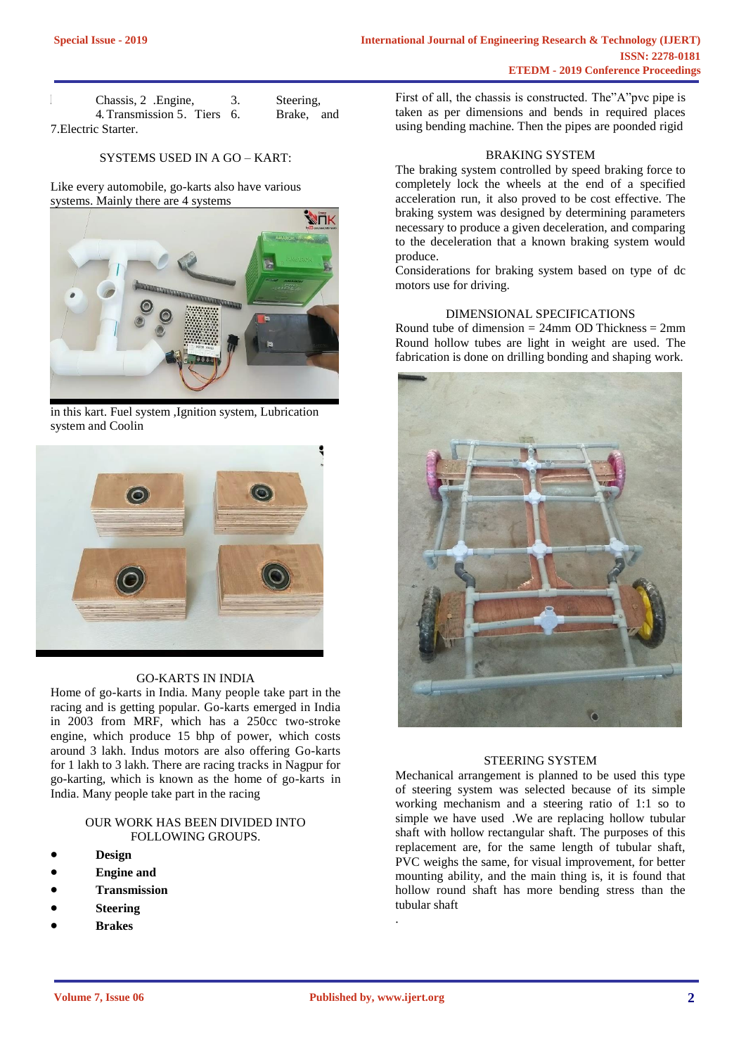1. Chassis, 2 .Engine, 3. Steering, 4. Transmission 5. Tiers 6. Brake, and 7.Electric Starter.

SYSTEMS USED IN A GO – KART:

Like every automobile, go-karts also have various systems. Mainly there are 4 systems in this kart. Fuel system ,Ignition system, Lubrication system and Coolin

GO-KARTS IN INDIA

Home of go-karts in India. Many people take part in the racing and is getting popular. Go-karts emerged in India in 2003 from MRF, which has a 250cc two-stroke engine, which produce 15 bhp of power, which costs around 3 lakh. Indus motors are also offering Go-karts for 1 lakh to 3 lakh. There are racing tracks in Nagpur for go-karting, which is known as the home of go-karts in India. Many people take part in the racing

OUR WORK HAS BEEN DIVIDED INTO FOLLOWING GROUPS.

- **Design**
- **Engine and**
- **Transmission**
- **Steering**
- **Brakes**

First of all, the chassis is constructed. The"A"pvc pipe is taken as per dimensions and bends in required places using bending machine. Then the pipes are poonded rigid

BRAKING SYSTEM

The braking system controlled by speed braking force to completely lock the wheels at the end of a specified acceleration run, it also proved to be cost effective. The braking system was designed by determining parameters necessary to produce a given deceleration, and comparing to the deceleration that a known braking system would produce.

Considerations for braking system based on type of dc motors use for driving.

DIMENSIONAL SPECIFICATIONS

Round tube of dimension = 24mm OD Thickness = 2mm Round hollow tubes are light in weight are used. The fabrication is done on drilling bonding and shaping work.

STEERING SYSTEM

Mechanical arrangement is planned to be used this type of steering system was selected because of its simple working mechanism and a steering ratio of 1:1 so to simple we have used .We are replacing hollow tubular shaft with hollow rectangular shaft. The purposes of this replacement are, for the same length of tubular shaft, PVC weighs the same, for visual improvement, for better mounting ability, and the main thing is, it is found that hollow round shaft has more bending stress than the tubular shaft

.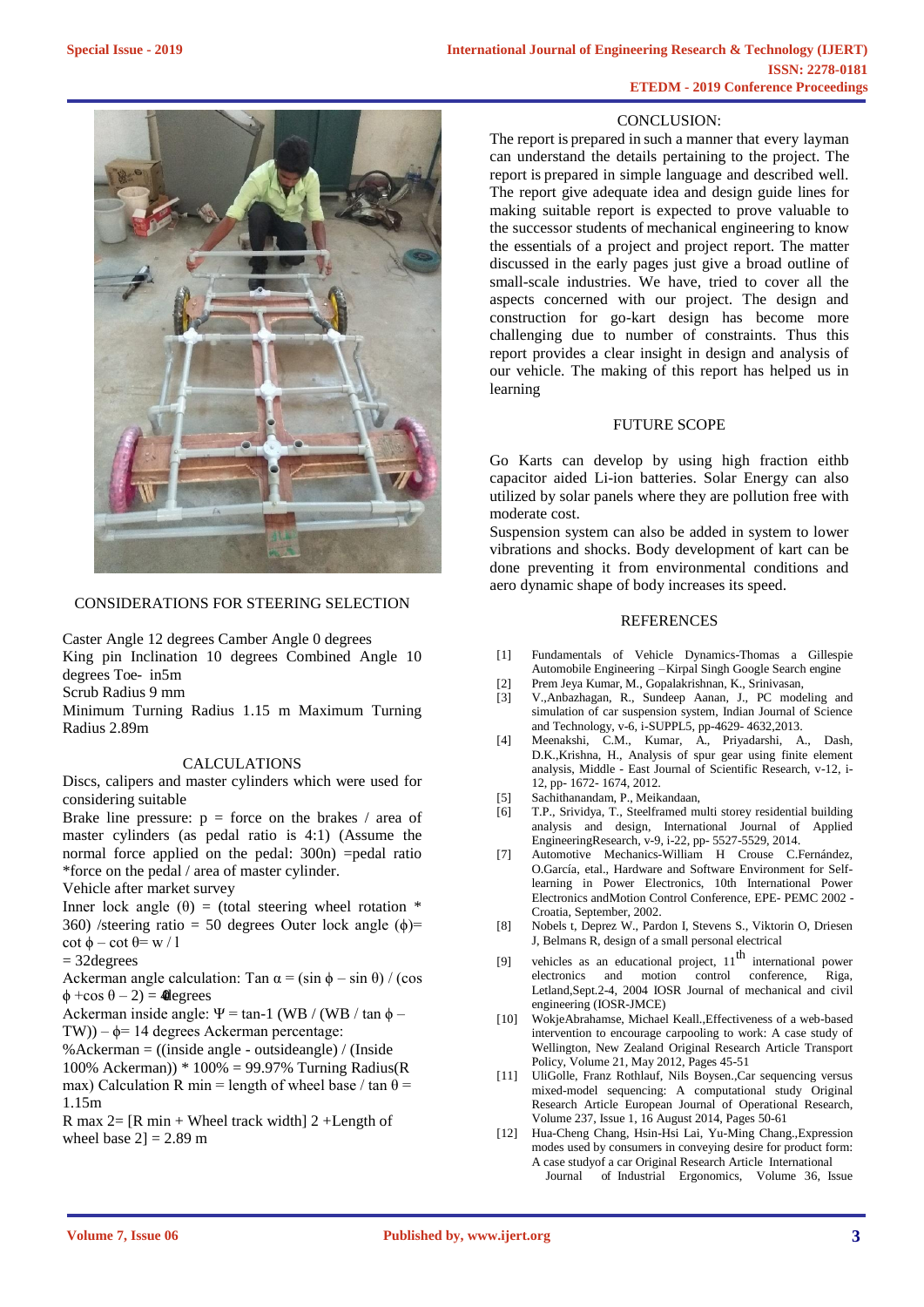CONSIDERATIONS FOR STEERING SELECTION

Caster Angle 12 degrees Camber Angle 0 degrees
King pin Inclination 10 degrees Combined Angle 10 degrees Toe- in5m
Scrub Radius 9 mm
Minimum Turning Radius 1.15 m Maximum Turning Radius 2.89m

CALCULATIONS

Discs, calipers and master cylinders which were used for considering suitable
Brake line pressure: p = force on the brakes / area of master cylinders (as pedal ratio is 4:1) (Assume the normal force applied on the pedal: 300n) =pedal ratio *force on the pedal / area of master cylinder.
Vehicle after market survey
Inner lock angle (θ) = (total steering wheel rotation * 360) /steering ratio = 50 degrees Outer lock angle (ϕ)= cot ϕ – cot θ= w / l
= 32degrees
Ackerman angle calculation: Tan α = (sin ϕ – sin θ) / (cos ϕ +cos θ – 2) = 4degrees
Ackerman inside angle: Ψ = tan-1 (WB / (WB / tan ϕ – TW)) – ϕ= 14 degrees Ackerman percentage:
%Ackerman = ((inside angle - outsideangle) / (Inside 100% Ackerman)) * 100% = 99.97% Turning Radius(R max) Calculation R min = length of wheel base / tan θ = 1.15m
R max 2= [R min + Wheel track width] 2 +Length of wheel base 2] = 2.89 m

CONCLUSION:

The report is prepared in such a manner that every layman can understand the details pertaining to the project. The report is prepared in simple language and described well. The report give adequate idea and design guide lines for making suitable report is expected to prove valuable to the successor students of mechanical engineering to know the essentials of a project and project report. The matter discussed in the early pages just give a broad outline of small-scale industries. We have, tried to cover all the aspects concerned with our project. The design and construction for go-kart design has become more challenging due to number of constraints. Thus this report provides a clear insight in design and analysis of our vehicle. The making of this report has helped us in learning

FUTURE SCOPE

Go Karts can develop by using high fraction eithb capacitor aided Li-ion batteries. Solar Energy can also utilized by solar panels where they are pollution free with moderate cost.
Suspension system can also be added in system to lower vibrations and shocks. Body development of kart can be done preventing it from environmental conditions and aero dynamic shape of body increases its speed.

REFERENCES

[1] Fundamentals of Vehicle Dynamics-Thomas a Gillespie Automobile Engineering –Kirpal Singh Google Search engine
[2] Prem Jeya Kumar, M., Gopalakrishnan, K., Srinivasan,
[3] V.,Anbazhagan, R., Sundeep Aanan, J., PC modeling and simulation of car suspension system, Indian Journal of Science and Technology, v-6, i-SUPPL5, pp-4629- 4632,2013.
[4] Meenakshi, C.M., Kumar, A., Priyadarshi, A., Dash, D.K.,Krishna, H., Analysis of spur gear using finite element analysis, Middle - East Journal of Scientific Research, v-12, i-12, pp- 1672- 1674, 2012.
[5] Sachithanandam, P., Meikandaan,
[6] T.P., Srividya, T., Steelframed multi storey residential building analysis and design, International Journal of Applied EngineeringResearch, v-9, i-22, pp- 5527-5529, 2014.
[7] Automotive Mechanics-William H Crouse C.Fernández, O.García, etal., Hardware and Software Environment for Self-learning in Power Electronics, 10th International Power Electronics andMotion Control Conference, EPE- PEMC 2002 - Croatia, September, 2002.
[8] Nobels t, Deprez W., Pardon I, Stevens S., Viktorin O, Driesen J, Belmans R, design of a small personal electrical
[9] vehicles as an educational project, 11th international power electronics and motion control conference, Riga, Letland,Sept.2-4, 2004 IOSR Journal of mechanical and civil engineering (IOSR-JMCE)
[10] WokjeAbrahamse, Michael Keall.,Effectiveness of a web-based intervention to encourage carpooling to work: A case study of Wellington, New Zealand Original Research Article Transport Policy, Volume 21, May 2012, Pages 45-51
[11] UliGolle, Franz Rothlauf, Nils Boysen.,Car sequencing versus mixed-model sequencing: A computational study Original Research Article European Journal of Operational Research, Volume 237, Issue 1, 16 August 2014, Pages 50-61
[12] Hua-Cheng Chang, Hsin-Hsi Lai, Yu-Ming Chang.,Expression modes used by consumers in conveying desire for product form: A case studyof a car Original Research Article International Journal of Industrial Ergonomics, Volume 36, Issue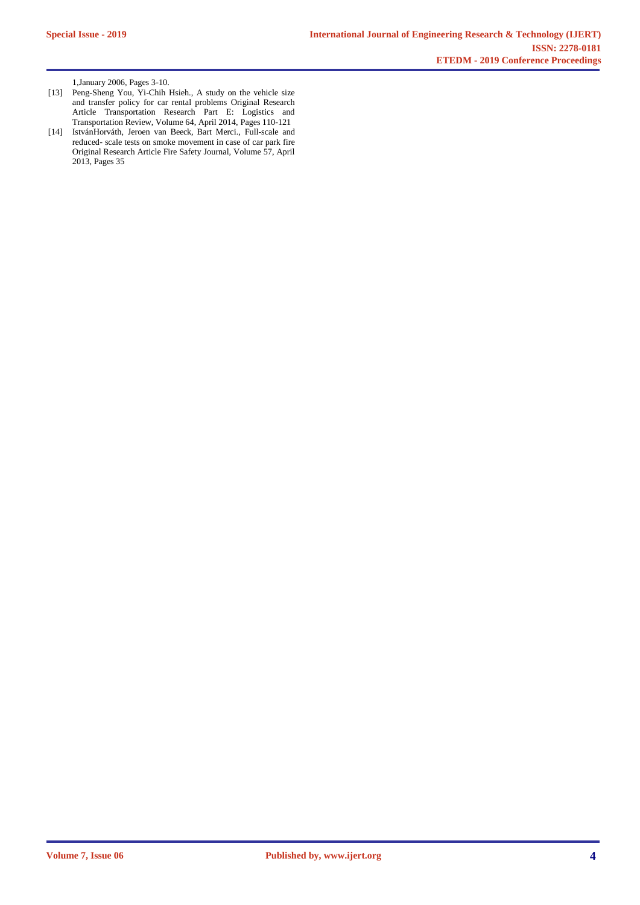1,January 2006, Pages 3-10.

[13] Peng-Sheng You, Yi-Chih Hsieh., A study on the vehicle size and transfer policy for car rental problems Original Research Article Transportation Research Part E: Logistics and Transportation Review, Volume 64, April 2014, Pages 110-121

[14] IstvánHorváth, Jeroen van Beeck, Bart Merci., Full-scale and reduced- scale tests on smoke movement in case of car park fire Original Research Article Fire Safety Journal, Volume 57, April 2013, Pages 35